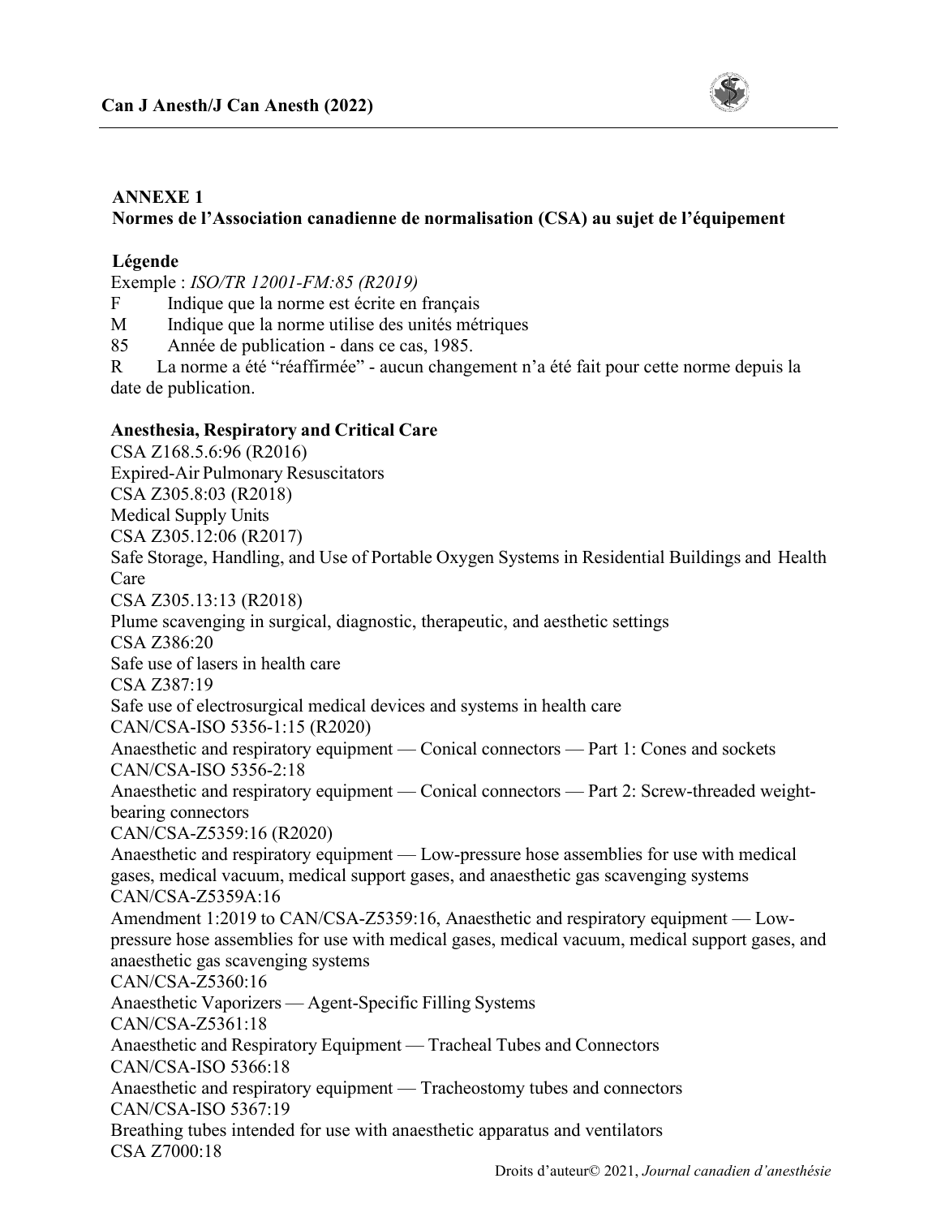## ANNEXE 1

### Normes de l'Association canadienne de normalisation (CSA) au sujet de l'équipement

**Légende**

Exemple : *ISO/TR 12001-FM:85 (R2019)*

F Indique que la norme est écrite en français

M Indique que la norme utilise des unités métriques

85 Année de publication - dans ce cas, 1985.

R La norme a été "réaffirmée" - aucun changement n'a été fait pour cette norme depuis la date de publication.

**Anesthesia, Respiratory and Critical Care**

CSA Z168.5.6:96 (R2016)
Expired-Air Pulmonary Resuscitators

CSA Z305.8:03 (R2018)
Medical Supply Units

CSA Z305.12:06 (R2017)
Safe Storage, Handling, and Use of Portable Oxygen Systems in Residential Buildings and Health Care

CSA Z305.13:13 (R2018)
Plume scavenging in surgical, diagnostic, therapeutic, and aesthetic settings

CSA Z386:20
Safe use of lasers in health care

CSA Z387:19
Safe use of electrosurgical medical devices and systems in health care

CAN/CSA-ISO 5356-1:15 (R2020)
Anaesthetic and respiratory equipment — Conical connectors — Part 1: Cones and sockets

CAN/CSA-ISO 5356-2:18
Anaesthetic and respiratory equipment — Conical connectors — Part 2: Screw-threaded weight-bearing connectors

CAN/CSA-Z5359:16 (R2020)
Anaesthetic and respiratory equipment — Low-pressure hose assemblies for use with medical gases, medical vacuum, medical support gases, and anaesthetic gas scavenging systems

CAN/CSA-Z5359A:16
Amendment 1:2019 to CAN/CSA-Z5359:16, Anaesthetic and respiratory equipment — Low-pressure hose assemblies for use with medical gases, medical vacuum, medical support gases, and anaesthetic gas scavenging systems

CAN/CSA-Z5360:16
Anaesthetic Vaporizers — Agent-Specific Filling Systems

CAN/CSA-Z5361:18
Anaesthetic and Respiratory Equipment — Tracheal Tubes and Connectors

CAN/CSA-ISO 5366:18
Anaesthetic and respiratory equipment — Tracheostomy tubes and connectors

CAN/CSA-ISO 5367:19
Breathing tubes intended for use with anaesthetic apparatus and ventilators

CSA Z7000:18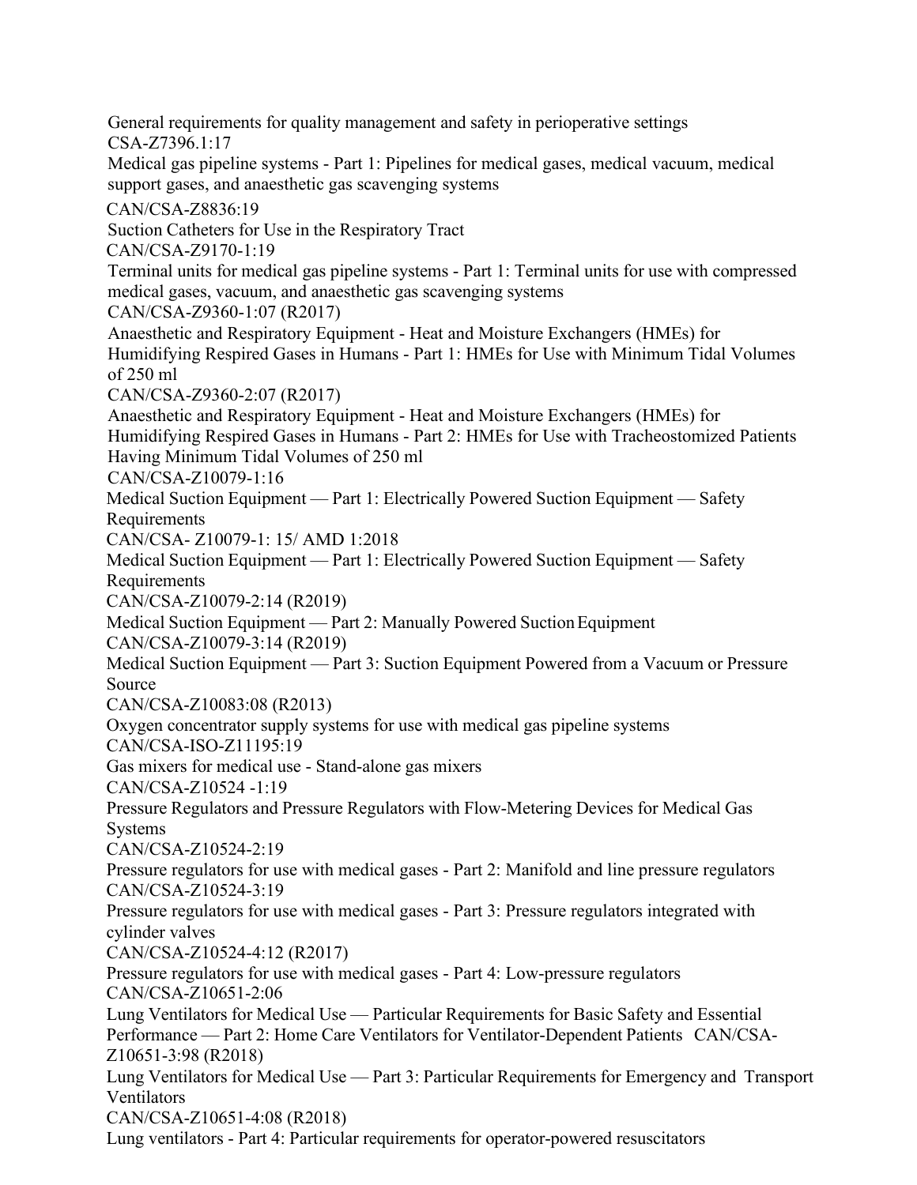General requirements for quality management and safety in perioperative settings
CSA-Z7396.1:17

Medical gas pipeline systems - Part 1: Pipelines for medical gases, medical vacuum, medical support gases, and anaesthetic gas scavenging systems

CAN/CSA-Z8836:19

Suction Catheters for Use in the Respiratory Tract

CAN/CSA-Z9170-1:19

Terminal units for medical gas pipeline systems - Part 1: Terminal units for use with compressed medical gases, vacuum, and anaesthetic gas scavenging systems

CAN/CSA-Z9360-1:07 (R2017)

Anaesthetic and Respiratory Equipment - Heat and Moisture Exchangers (HMEs) for Humidifying Respired Gases in Humans - Part 1: HMEs for Use with Minimum Tidal Volumes of 250 ml

CAN/CSA-Z9360-2:07 (R2017)

Anaesthetic and Respiratory Equipment - Heat and Moisture Exchangers (HMEs) for Humidifying Respired Gases in Humans - Part 2: HMEs for Use with Tracheostomized Patients Having Minimum Tidal Volumes of 250 ml

CAN/CSA-Z10079-1:16

Medical Suction Equipment — Part 1: Electrically Powered Suction Equipment — Safety Requirements

CAN/CSA- Z10079-1: 15/ AMD 1:2018

Medical Suction Equipment — Part 1: Electrically Powered Suction Equipment — Safety Requirements

CAN/CSA-Z10079-2:14 (R2019)

Medical Suction Equipment — Part 2: Manually Powered Suction Equipment

CAN/CSA-Z10079-3:14 (R2019)

Medical Suction Equipment — Part 3: Suction Equipment Powered from a Vacuum or Pressure Source

CAN/CSA-Z10083:08 (R2013)

Oxygen concentrator supply systems for use with medical gas pipeline systems

CAN/CSA-ISO-Z11195:19

Gas mixers for medical use - Stand-alone gas mixers

CAN/CSA-Z10524 -1:19

Pressure Regulators and Pressure Regulators with Flow-Metering Devices for Medical Gas Systems

CAN/CSA-Z10524-2:19

Pressure regulators for use with medical gases - Part 2: Manifold and line pressure regulators

CAN/CSA-Z10524-3:19

Pressure regulators for use with medical gases - Part 3: Pressure regulators integrated with cylinder valves

CAN/CSA-Z10524-4:12 (R2017)

Pressure regulators for use with medical gases - Part 4: Low-pressure regulators

CAN/CSA-Z10651-2:06

Lung Ventilators for Medical Use — Particular Requirements for Basic Safety and Essential Performance — Part 2: Home Care Ventilators for Ventilator-Dependent Patients CAN/CSA-Z10651-3:98 (R2018)

Lung Ventilators for Medical Use — Part 3: Particular Requirements for Emergency and Transport Ventilators

CAN/CSA-Z10651-4:08 (R2018)

Lung ventilators - Part 4: Particular requirements for operator-powered resuscitators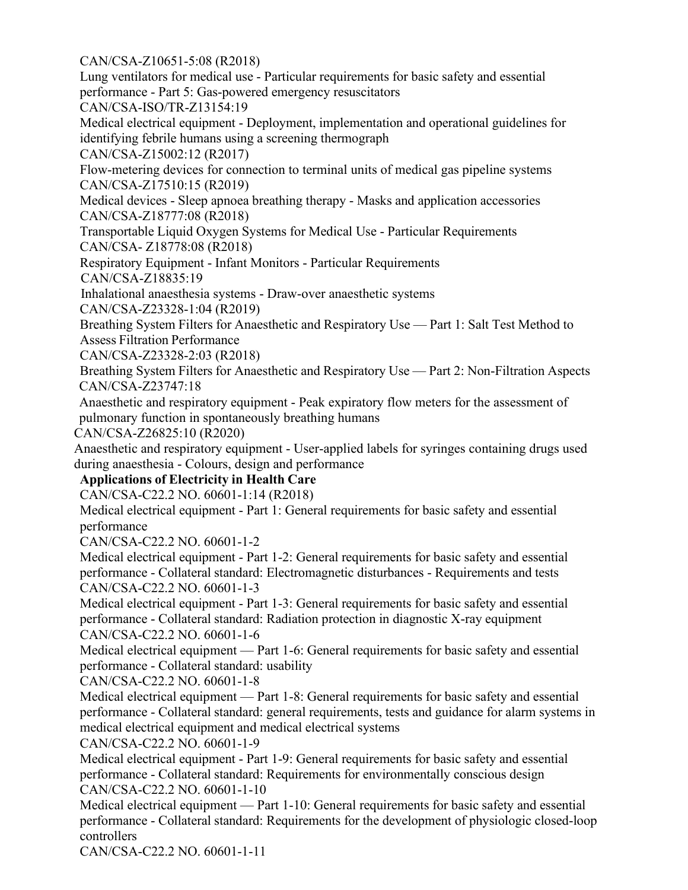CAN/CSA-Z10651-5:08 (R2018)

Lung ventilators for medical use - Particular requirements for basic safety and essential performance - Part 5: Gas-powered emergency resuscitators

CAN/CSA-ISO/TR-Z13154:19

Medical electrical equipment - Deployment, implementation and operational guidelines for identifying febrile humans using a screening thermograph

CAN/CSA-Z15002:12 (R2017)

Flow-metering devices for connection to terminal units of medical gas pipeline systems

CAN/CSA-Z17510:15 (R2019)

Medical devices - Sleep apnoea breathing therapy - Masks and application accessories

CAN/CSA-Z18777:08 (R2018)

Transportable Liquid Oxygen Systems for Medical Use - Particular Requirements

CAN/CSA- Z18778:08 (R2018)

Respiratory Equipment - Infant Monitors - Particular Requirements

CAN/CSA-Z18835:19

Inhalational anaesthesia systems - Draw-over anaesthetic systems

CAN/CSA-Z23328-1:04 (R2019)

Breathing System Filters for Anaesthetic and Respiratory Use — Part 1: Salt Test Method to Assess Filtration Performance

CAN/CSA-Z23328-2:03 (R2018)

Breathing System Filters for Anaesthetic and Respiratory Use — Part 2: Non-Filtration Aspects

CAN/CSA-Z23747:18

Anaesthetic and respiratory equipment - Peak expiratory flow meters for the assessment of pulmonary function in spontaneously breathing humans

CAN/CSA-Z26825:10 (R2020)

Anaesthetic and respiratory equipment - User-applied labels for syringes containing drugs used during anaesthesia - Colours, design and performance

**Applications of Electricity in Health Care**

CAN/CSA-C22.2 NO. 60601-1:14 (R2018)

Medical electrical equipment - Part 1: General requirements for basic safety and essential performance

CAN/CSA-C22.2 NO. 60601-1-2

Medical electrical equipment - Part 1-2: General requirements for basic safety and essential performance - Collateral standard: Electromagnetic disturbances - Requirements and tests

CAN/CSA-C22.2 NO. 60601-1-3

Medical electrical equipment - Part 1-3: General requirements for basic safety and essential performance - Collateral standard: Radiation protection in diagnostic X-ray equipment

CAN/CSA-C22.2 NO. 60601-1-6

Medical electrical equipment — Part 1-6: General requirements for basic safety and essential performance - Collateral standard: usability

CAN/CSA-C22.2 NO. 60601-1-8

Medical electrical equipment — Part 1-8: General requirements for basic safety and essential performance - Collateral standard: general requirements, tests and guidance for alarm systems in medical electrical equipment and medical electrical systems

CAN/CSA-C22.2 NO. 60601-1-9

Medical electrical equipment - Part 1-9: General requirements for basic safety and essential performance - Collateral standard: Requirements for environmentally conscious design

CAN/CSA-C22.2 NO. 60601-1-10

Medical electrical equipment — Part 1-10: General requirements for basic safety and essential performance - Collateral standard: Requirements for the development of physiologic closed-loop controllers

CAN/CSA-C22.2 NO. 60601-1-11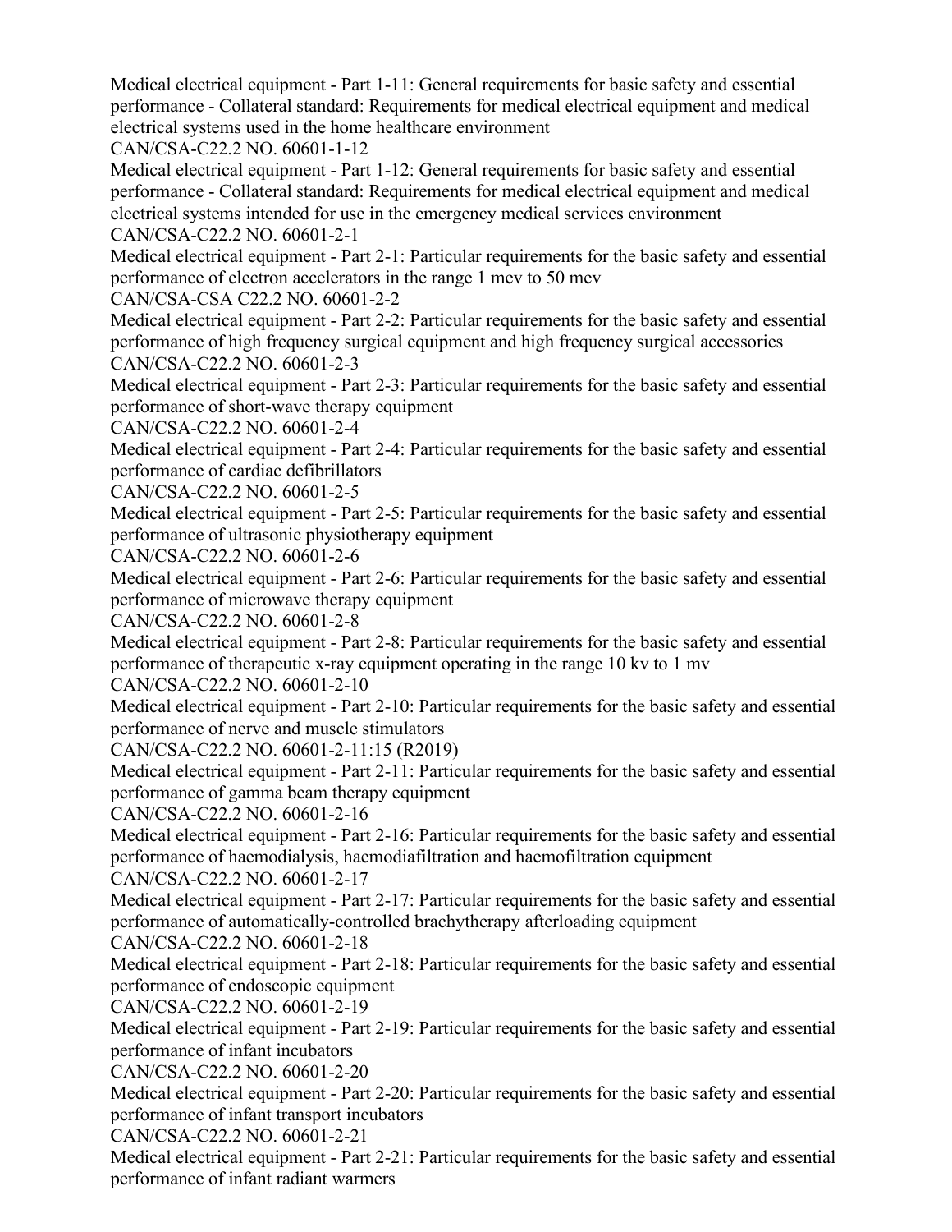Medical electrical equipment - Part 1-11: General requirements for basic safety and essential performance - Collateral standard: Requirements for medical electrical equipment and medical electrical systems used in the home healthcare environment

CAN/CSA-C22.2 NO. 60601-1-12

Medical electrical equipment - Part 1-12: General requirements for basic safety and essential performance - Collateral standard: Requirements for medical electrical equipment and medical electrical systems intended for use in the emergency medical services environment

CAN/CSA-C22.2 NO. 60601-2-1

Medical electrical equipment - Part 2-1: Particular requirements for the basic safety and essential performance of electron accelerators in the range 1 mev to 50 mev

CAN/CSA-CSA C22.2 NO. 60601-2-2

Medical electrical equipment - Part 2-2: Particular requirements for the basic safety and essential performance of high frequency surgical equipment and high frequency surgical accessories

CAN/CSA-C22.2 NO. 60601-2-3

Medical electrical equipment - Part 2-3: Particular requirements for the basic safety and essential performance of short-wave therapy equipment

CAN/CSA-C22.2 NO. 60601-2-4

Medical electrical equipment - Part 2-4: Particular requirements for the basic safety and essential performance of cardiac defibrillators

CAN/CSA-C22.2 NO. 60601-2-5

Medical electrical equipment - Part 2-5: Particular requirements for the basic safety and essential performance of ultrasonic physiotherapy equipment

CAN/CSA-C22.2 NO. 60601-2-6

Medical electrical equipment - Part 2-6: Particular requirements for the basic safety and essential performance of microwave therapy equipment

CAN/CSA-C22.2 NO. 60601-2-8

Medical electrical equipment - Part 2-8: Particular requirements for the basic safety and essential performance of therapeutic x-ray equipment operating in the range 10 kv to 1 mv

CAN/CSA-C22.2 NO. 60601-2-10

Medical electrical equipment - Part 2-10: Particular requirements for the basic safety and essential performance of nerve and muscle stimulators

CAN/CSA-C22.2 NO. 60601-2-11:15 (R2019)

Medical electrical equipment - Part 2-11: Particular requirements for the basic safety and essential performance of gamma beam therapy equipment

CAN/CSA-C22.2 NO. 60601-2-16

Medical electrical equipment - Part 2-16: Particular requirements for the basic safety and essential performance of haemodialysis, haemodiafiltration and haemofiltration equipment

CAN/CSA-C22.2 NO. 60601-2-17

Medical electrical equipment - Part 2-17: Particular requirements for the basic safety and essential performance of automatically-controlled brachytherapy afterloading equipment

CAN/CSA-C22.2 NO. 60601-2-18

Medical electrical equipment - Part 2-18: Particular requirements for the basic safety and essential performance of endoscopic equipment

CAN/CSA-C22.2 NO. 60601-2-19

Medical electrical equipment - Part 2-19: Particular requirements for the basic safety and essential performance of infant incubators

CAN/CSA-C22.2 NO. 60601-2-20

Medical electrical equipment - Part 2-20: Particular requirements for the basic safety and essential performance of infant transport incubators

CAN/CSA-C22.2 NO. 60601-2-21

Medical electrical equipment - Part 2-21: Particular requirements for the basic safety and essential performance of infant radiant warmers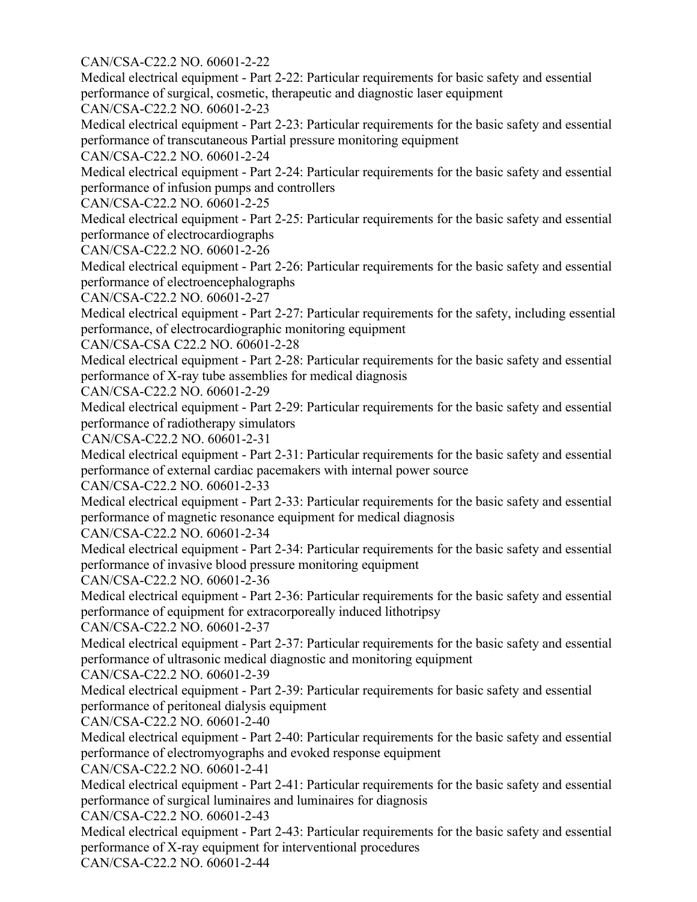CAN/CSA-C22.2 NO. 60601-2-22

Medical electrical equipment - Part 2-22: Particular requirements for basic safety and essential performance of surgical, cosmetic, therapeutic and diagnostic laser equipment

CAN/CSA-C22.2 NO. 60601-2-23

Medical electrical equipment - Part 2-23: Particular requirements for the basic safety and essential performance of transcutaneous Partial pressure monitoring equipment

CAN/CSA-C22.2 NO. 60601-2-24

Medical electrical equipment - Part 2-24: Particular requirements for the basic safety and essential performance of infusion pumps and controllers

CAN/CSA-C22.2 NO. 60601-2-25

Medical electrical equipment - Part 2-25: Particular requirements for the basic safety and essential performance of electrocardiographs

CAN/CSA-C22.2 NO. 60601-2-26

Medical electrical equipment - Part 2-26: Particular requirements for the basic safety and essential performance of electroencephalographs

CAN/CSA-C22.2 NO. 60601-2-27

Medical electrical equipment - Part 2-27: Particular requirements for the safety, including essential performance, of electrocardiographic monitoring equipment

CAN/CSA-CSA C22.2 NO. 60601-2-28

Medical electrical equipment - Part 2-28: Particular requirements for the basic safety and essential performance of X-ray tube assemblies for medical diagnosis

CAN/CSA-C22.2 NO. 60601-2-29

Medical electrical equipment - Part 2-29: Particular requirements for the basic safety and essential performance of radiotherapy simulators

CAN/CSA-C22.2 NO. 60601-2-31

Medical electrical equipment - Part 2-31: Particular requirements for the basic safety and essential performance of external cardiac pacemakers with internal power source

CAN/CSA-C22.2 NO. 60601-2-33

Medical electrical equipment - Part 2-33: Particular requirements for the basic safety and essential performance of magnetic resonance equipment for medical diagnosis

CAN/CSA-C22.2 NO. 60601-2-34

Medical electrical equipment - Part 2-34: Particular requirements for the basic safety and essential performance of invasive blood pressure monitoring equipment

CAN/CSA-C22.2 NO. 60601-2-36

Medical electrical equipment - Part 2-36: Particular requirements for the basic safety and essential performance of equipment for extracorporeally induced lithotripsy

CAN/CSA-C22.2 NO. 60601-2-37

Medical electrical equipment - Part 2-37: Particular requirements for the basic safety and essential performance of ultrasonic medical diagnostic and monitoring equipment

CAN/CSA-C22.2 NO. 60601-2-39

Medical electrical equipment - Part 2-39: Particular requirements for basic safety and essential performance of peritoneal dialysis equipment

CAN/CSA-C22.2 NO. 60601-2-40

Medical electrical equipment - Part 2-40: Particular requirements for the basic safety and essential performance of electromyographs and evoked response equipment

CAN/CSA-C22.2 NO. 60601-2-41

Medical electrical equipment - Part 2-41: Particular requirements for the basic safety and essential performance of surgical luminaires and luminaires for diagnosis

CAN/CSA-C22.2 NO. 60601-2-43

Medical electrical equipment - Part 2-43: Particular requirements for the basic safety and essential performance of X-ray equipment for interventional procedures

CAN/CSA-C22.2 NO. 60601-2-44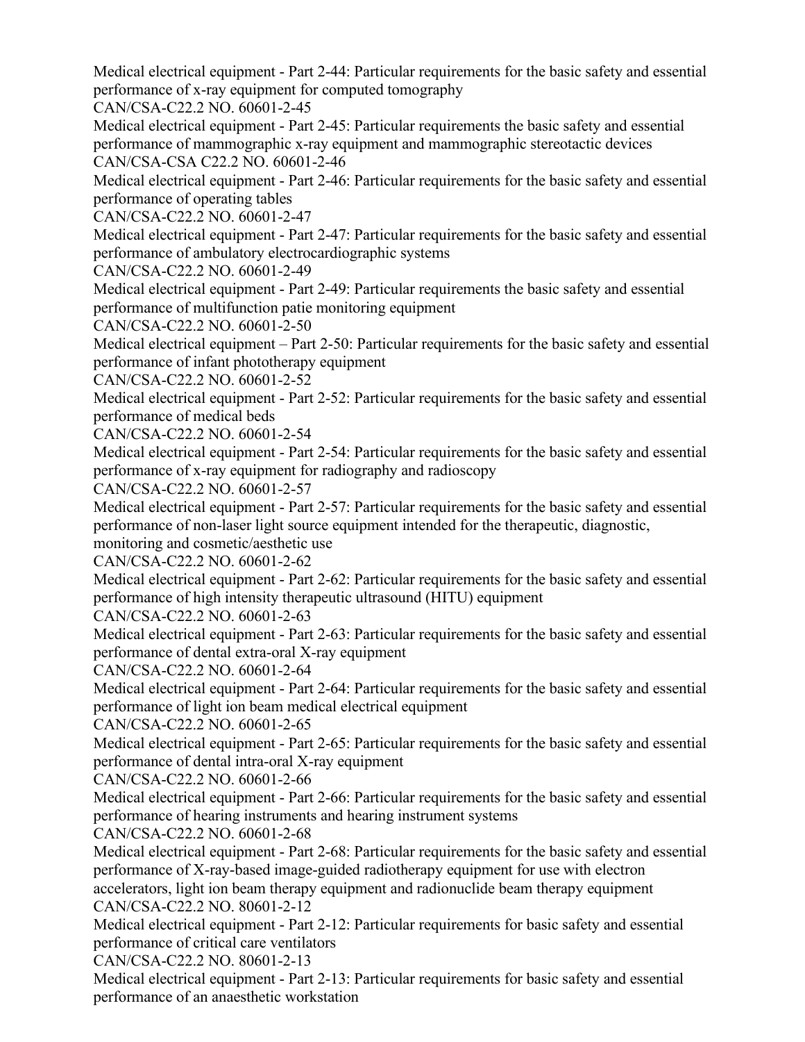Medical electrical equipment - Part 2-44: Particular requirements for the basic safety and essential performance of x-ray equipment for computed tomography

CAN/CSA-C22.2 NO. 60601-2-45

Medical electrical equipment - Part 2-45: Particular requirements the basic safety and essential performance of mammographic x-ray equipment and mammographic stereotactic devices

CAN/CSA-CSA C22.2 NO. 60601-2-46

Medical electrical equipment - Part 2-46: Particular requirements for the basic safety and essential performance of operating tables

CAN/CSA-C22.2 NO. 60601-2-47

Medical electrical equipment - Part 2-47: Particular requirements for the basic safety and essential performance of ambulatory electrocardiographic systems

CAN/CSA-C22.2 NO. 60601-2-49

Medical electrical equipment - Part 2-49: Particular requirements the basic safety and essential performance of multifunction patie monitoring equipment

CAN/CSA-C22.2 NO. 60601-2-50

Medical electrical equipment – Part 2-50: Particular requirements for the basic safety and essential performance of infant phototherapy equipment

CAN/CSA-C22.2 NO. 60601-2-52

Medical electrical equipment - Part 2-52: Particular requirements for the basic safety and essential performance of medical beds

CAN/CSA-C22.2 NO. 60601-2-54

Medical electrical equipment - Part 2-54: Particular requirements for the basic safety and essential performance of x-ray equipment for radiography and radioscopy

CAN/CSA-C22.2 NO. 60601-2-57

Medical electrical equipment - Part 2-57: Particular requirements for the basic safety and essential performance of non-laser light source equipment intended for the therapeutic, diagnostic, monitoring and cosmetic/aesthetic use

CAN/CSA-C22.2 NO. 60601-2-62

Medical electrical equipment - Part 2-62: Particular requirements for the basic safety and essential performance of high intensity therapeutic ultrasound (HITU) equipment

CAN/CSA-C22.2 NO. 60601-2-63

Medical electrical equipment - Part 2-63: Particular requirements for the basic safety and essential performance of dental extra-oral X-ray equipment

CAN/CSA-C22.2 NO. 60601-2-64

Medical electrical equipment - Part 2-64: Particular requirements for the basic safety and essential performance of light ion beam medical electrical equipment

CAN/CSA-C22.2 NO. 60601-2-65

Medical electrical equipment - Part 2-65: Particular requirements for the basic safety and essential performance of dental intra-oral X-ray equipment

CAN/CSA-C22.2 NO. 60601-2-66

Medical electrical equipment - Part 2-66: Particular requirements for the basic safety and essential performance of hearing instruments and hearing instrument systems

CAN/CSA-C22.2 NO. 60601-2-68

Medical electrical equipment - Part 2-68: Particular requirements for the basic safety and essential performance of X-ray-based image-guided radiotherapy equipment for use with electron accelerators, light ion beam therapy equipment and radionuclide beam therapy equipment

CAN/CSA-C22.2 NO. 80601-2-12

Medical electrical equipment - Part 2-12: Particular requirements for basic safety and essential performance of critical care ventilators

CAN/CSA-C22.2 NO. 80601-2-13

Medical electrical equipment - Part 2-13: Particular requirements for basic safety and essential performance of an anaesthetic workstation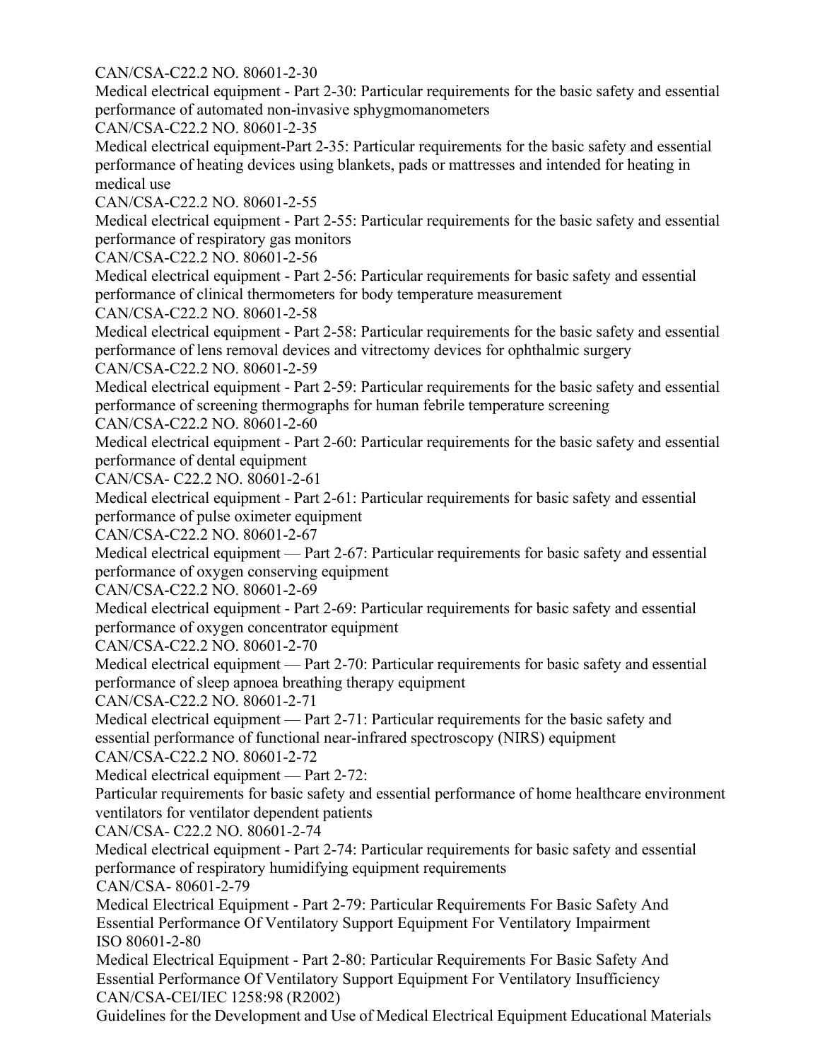CAN/CSA-C22.2 NO. 80601-2-30
Medical electrical equipment - Part 2-30: Particular requirements for the basic safety and essential performance of automated non-invasive sphygmomanometers
CAN/CSA-C22.2 NO. 80601-2-35
Medical electrical equipment-Part 2-35: Particular requirements for the basic safety and essential performance of heating devices using blankets, pads or mattresses and intended for heating in medical use
CAN/CSA-C22.2 NO. 80601-2-55
Medical electrical equipment - Part 2-55: Particular requirements for the basic safety and essential performance of respiratory gas monitors
CAN/CSA-C22.2 NO. 80601-2-56
Medical electrical equipment - Part 2-56: Particular requirements for basic safety and essential performance of clinical thermometers for body temperature measurement
CAN/CSA-C22.2 NO. 80601-2-58
Medical electrical equipment - Part 2-58: Particular requirements for the basic safety and essential performance of lens removal devices and vitrectomy devices for ophthalmic surgery
CAN/CSA-C22.2 NO. 80601-2-59
Medical electrical equipment - Part 2-59: Particular requirements for the basic safety and essential performance of screening thermographs for human febrile temperature screening
CAN/CSA-C22.2 NO. 80601-2-60
Medical electrical equipment - Part 2-60: Particular requirements for the basic safety and essential performance of dental equipment
CAN/CSA- C22.2 NO. 80601-2-61
Medical electrical equipment - Part 2-61: Particular requirements for basic safety and essential performance of pulse oximeter equipment
CAN/CSA-C22.2 NO. 80601-2-67
Medical electrical equipment — Part 2-67: Particular requirements for basic safety and essential performance of oxygen conserving equipment
CAN/CSA-C22.2 NO. 80601-2-69
Medical electrical equipment - Part 2-69: Particular requirements for basic safety and essential performance of oxygen concentrator equipment
CAN/CSA-C22.2 NO. 80601-2-70
Medical electrical equipment — Part 2-70: Particular requirements for basic safety and essential performance of sleep apnoea breathing therapy equipment
CAN/CSA-C22.2 NO. 80601-2-71
Medical electrical equipment — Part 2-71: Particular requirements for the basic safety and essential performance of functional near-infrared spectroscopy (NIRS) equipment
CAN/CSA-C22.2 NO. 80601-2-72
Medical electrical equipment — Part 2-72:
Particular requirements for basic safety and essential performance of home healthcare environment ventilators for ventilator dependent patients
CAN/CSA- C22.2 NO. 80601-2-74
Medical electrical equipment - Part 2-74: Particular requirements for basic safety and essential performance of respiratory humidifying equipment requirements
CAN/CSA- 80601-2-79
Medical Electrical Equipment - Part 2-79: Particular Requirements For Basic Safety And Essential Performance Of Ventilatory Support Equipment For Ventilatory Impairment
ISO 80601-2-80
Medical Electrical Equipment - Part 2-80: Particular Requirements For Basic Safety And Essential Performance Of Ventilatory Support Equipment For Ventilatory Insufficiency
CAN/CSA-CEI/IEC 1258:98 (R2002)
Guidelines for the Development and Use of Medical Electrical Equipment Educational Materials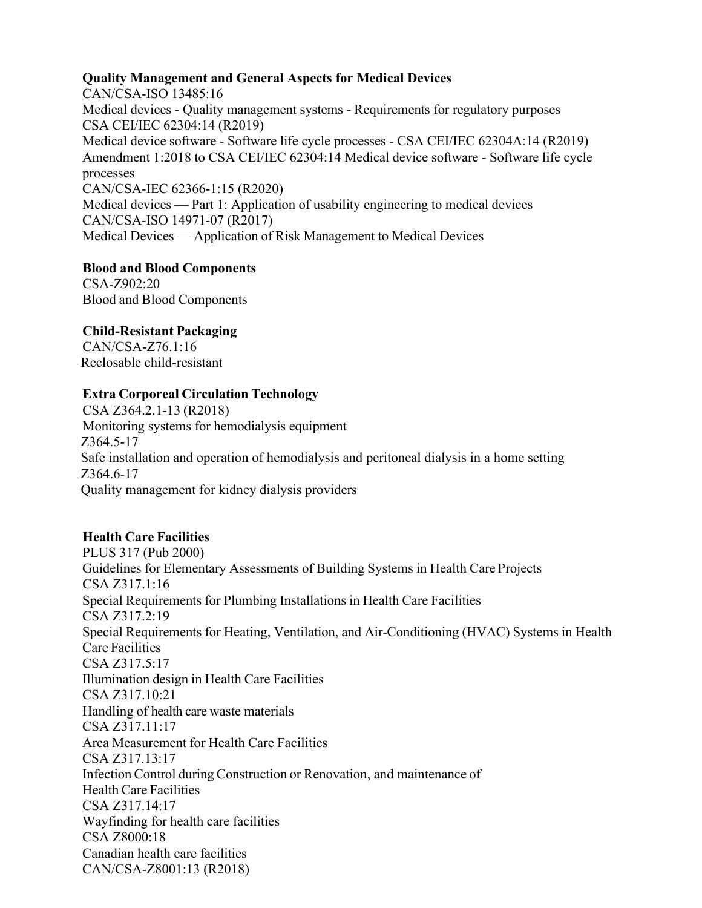**Quality Management and General Aspects for Medical Devices**

CAN/CSA-ISO 13485:16
Medical devices - Quality management systems - Requirements for regulatory purposes
CSA CEI/IEC 62304:14 (R2019)
Medical device software - Software life cycle processes - CSA CEI/IEC 62304A:14 (R2019)
Amendment 1:2018 to CSA CEI/IEC 62304:14 Medical device software - Software life cycle processes
CAN/CSA-IEC 62366-1:15 (R2020)
Medical devices — Part 1: Application of usability engineering to medical devices
CAN/CSA-ISO 14971-07 (R2017)
Medical Devices — Application of Risk Management to Medical Devices

**Blood and Blood Components**

CSA-Z902:20
Blood and Blood Components

**Child-Resistant Packaging**

CAN/CSA-Z76.1:16
Reclosable child-resistant

**Extra Corporeal Circulation Technology**

CSA Z364.2.1-13 (R2018)
Monitoring systems for hemodialysis equipment
Z364.5-17
Safe installation and operation of hemodialysis and peritoneal dialysis in a home setting
Z364.6-17
Quality management for kidney dialysis providers

**Health Care Facilities**

PLUS 317 (Pub 2000)
Guidelines for Elementary Assessments of Building Systems in Health Care Projects
CSA Z317.1:16
Special Requirements for Plumbing Installations in Health Care Facilities
CSA Z317.2:19
Special Requirements for Heating, Ventilation, and Air-Conditioning (HVAC) Systems in Health Care Facilities
CSA Z317.5:17
Illumination design in Health Care Facilities
CSA Z317.10:21
Handling of health care waste materials
CSA Z317.11:17
Area Measurement for Health Care Facilities
CSA Z317.13:17
Infection Control during Construction or Renovation, and maintenance of Health Care Facilities
CSA Z317.14:17
Wayfinding for health care facilities
CSA Z8000:18
Canadian health care facilities
CAN/CSA-Z8001:13 (R2018)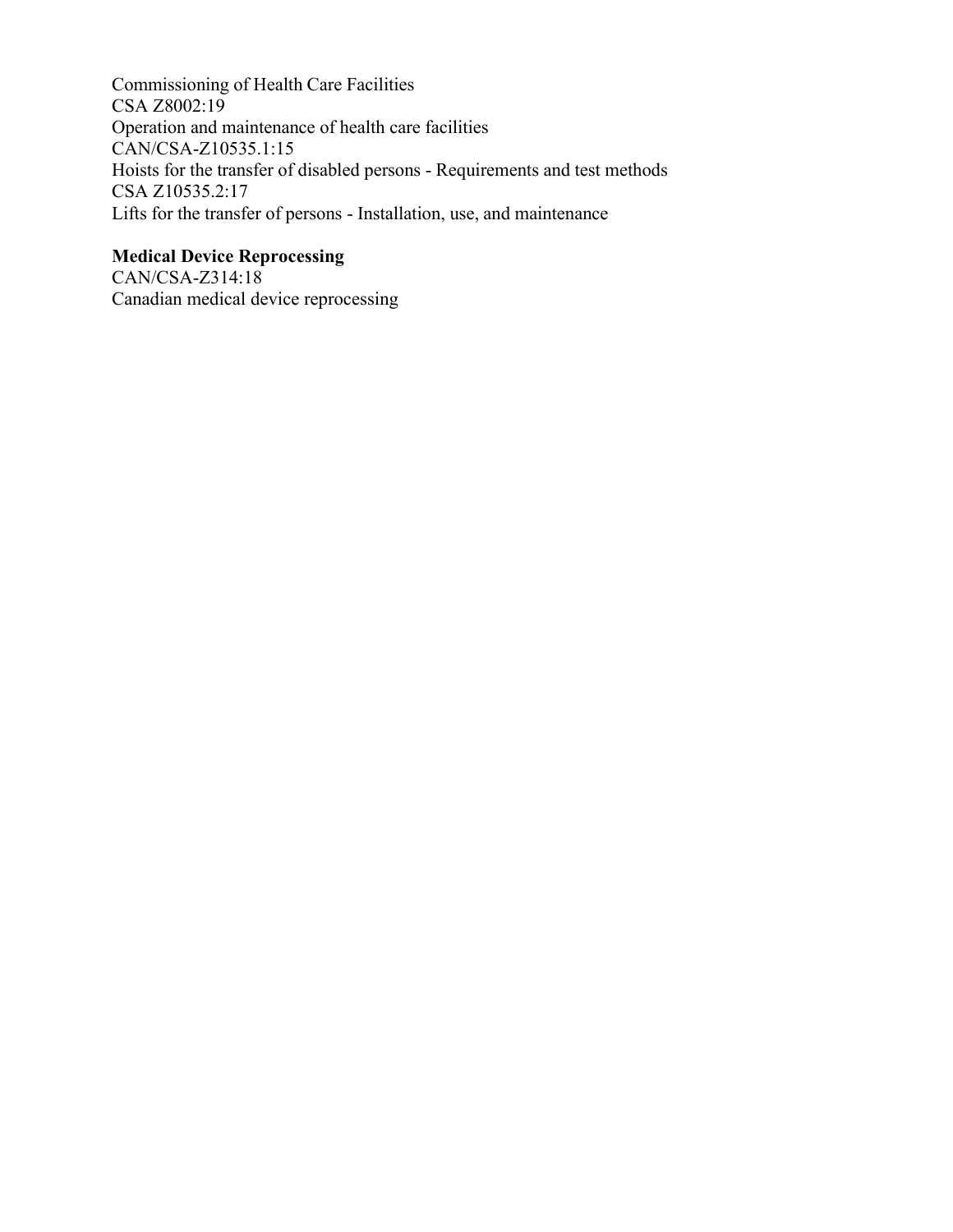Commissioning of Health Care Facilities
CSA Z8002:19
Operation and maintenance of health care facilities
CAN/CSA-Z10535.1:15
Hoists for the transfer of disabled persons - Requirements and test methods
CSA Z10535.2:17
Lifts for the transfer of persons - Installation, use, and maintenance

**Medical Device Reprocessing**
CAN/CSA-Z314:18
Canadian medical device reprocessing